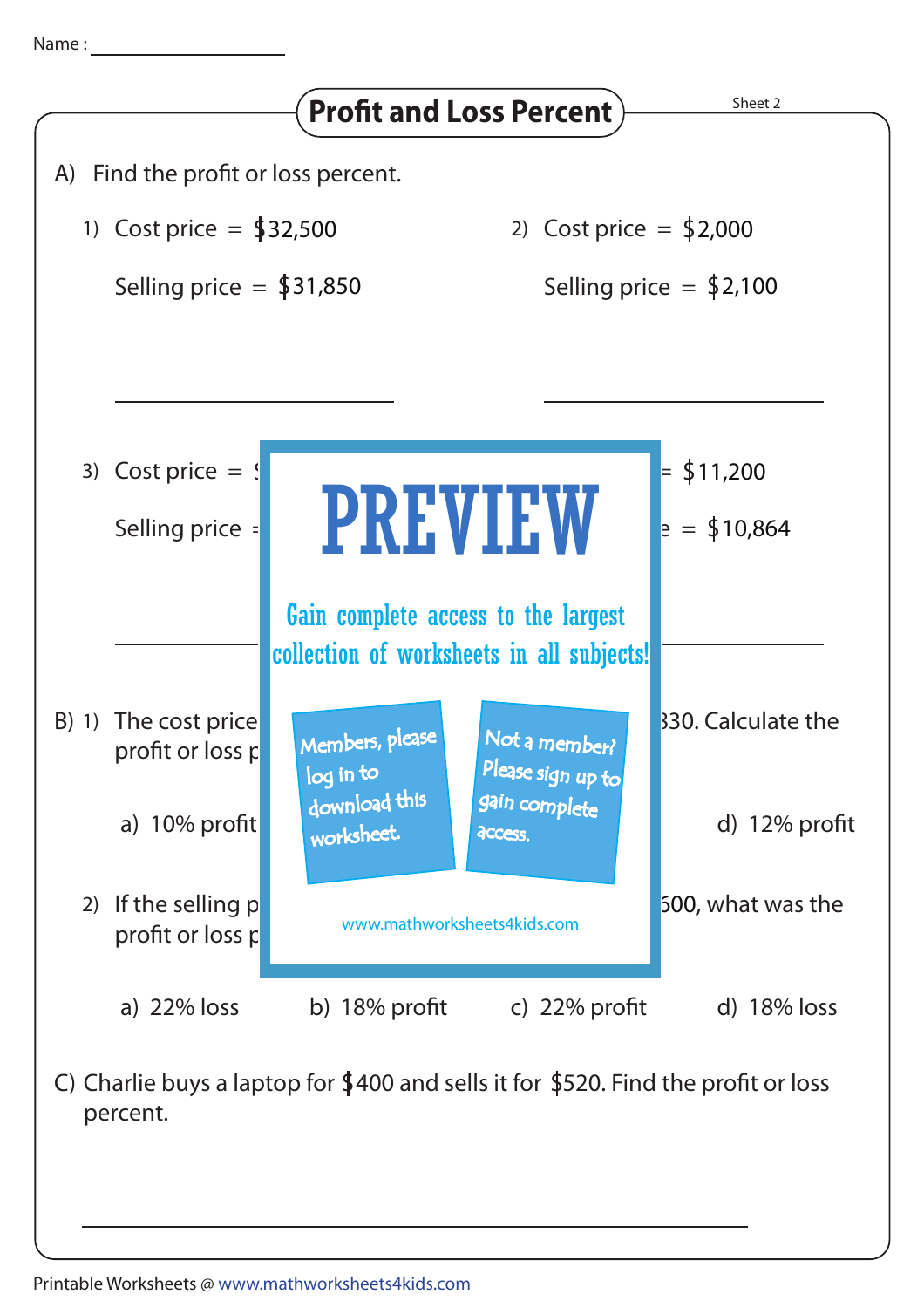Name : ______________

# Profit and Loss Percent

Sheet 2

A) Find the profit or loss percent.

1) Cost price = $32,500

   Selling price = $31,850

   ______________

2) Cost price = $2,000

   Selling price = $2,100

   ______________

3) Cost price = $

   Selling price =

   ______________

4) = $11,200

   e = $10,864

   ______________

**PREVIEW**

Gain complete access to the largest collection of worksheets in all subjects!

Members, please log in to download this worksheet.

Not a member? Please sign up to gain complete access.

www.mathworksheets4kids.com

B) 1) The cost price 330. Calculate the profit or loss p

a) 10% profit

d) 12% profit

2) If the selling p 500, what was the profit or loss p

a) 22% loss  b) 18% profit  c) 22% profit  d) 18% loss

C) Charlie buys a laptop for $400 and sells it for $520. Find the profit or loss percent.

______________

Printable Worksheets @ www.mathworksheets4kids.com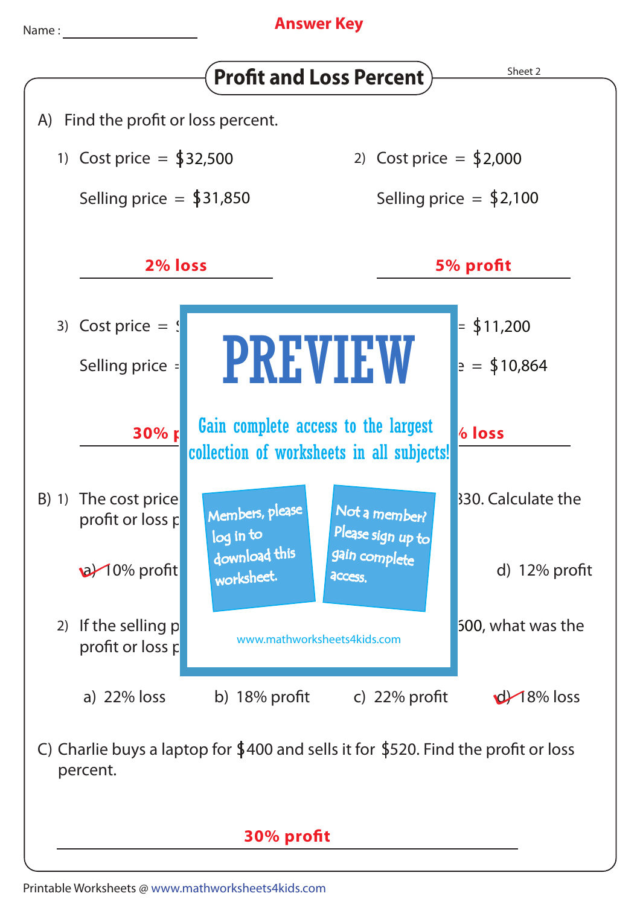Name : ____________

**Answer Key**

# Profit and Loss Percent

Sheet 2

A) Find the profit or loss percent.

1) Cost price = $32,500

Selling price = $31,850

**2% loss**

2) Cost price = $2,000

Selling price = $2,100

**5% profit**

3) Cost price = $

Selling price =

**30% p**

= $11,200

e = $10,864

**% loss**

# PREVIEW

Gain complete access to the largest collection of worksheets in all subjects!

Members, please log in to download this worksheet.

Not a member? Please sign up to gain complete access.

www.mathworksheets4kids.com

B) 1) The cost price ... 330. Calculate the profit or loss p

a) 10% profit ✓

d) 12% profit

2) If the selling p ... 500, what was the profit or loss p

a) 22% loss

b) 18% profit

c) 22% profit

d) 18% loss ✓

C) Charlie buys a laptop for $400 and sells it for $520. Find the profit or loss percent.

**30% profit**

Printable Worksheets @ www.mathworksheets4kids.com